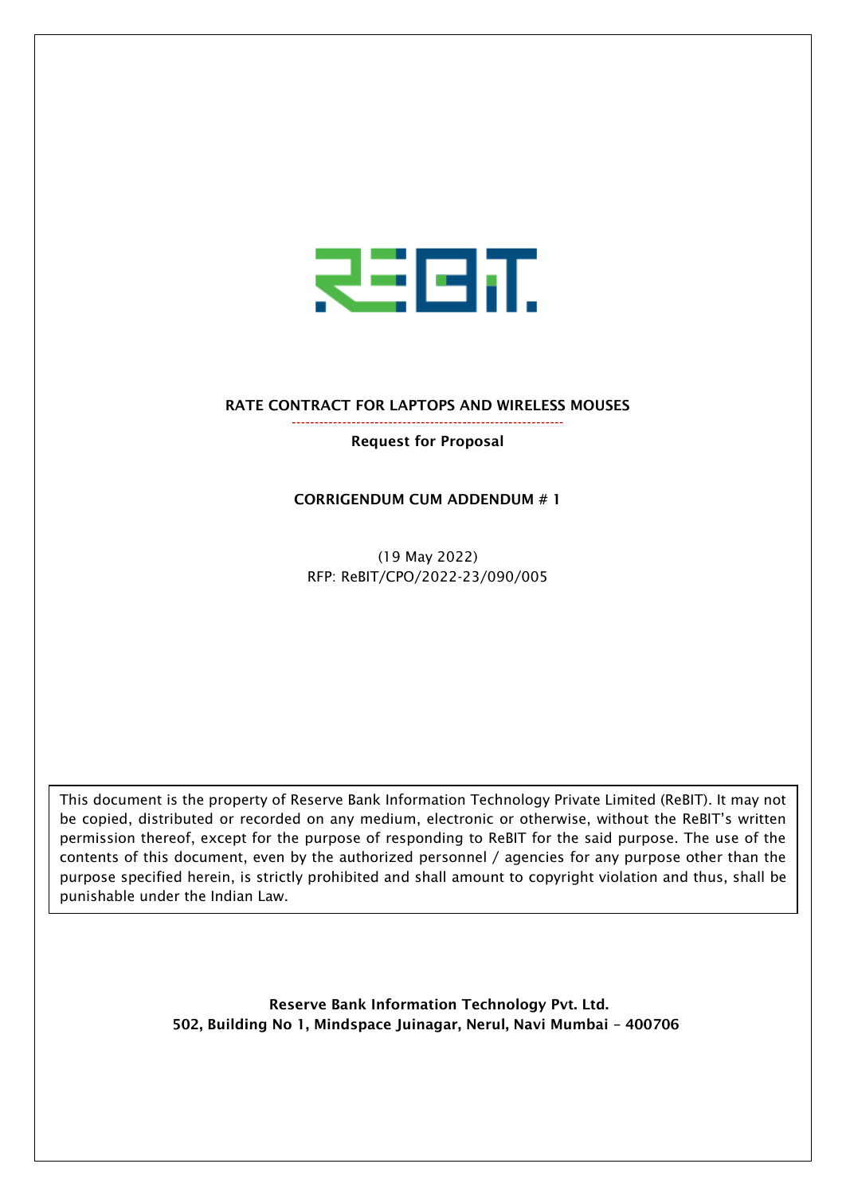# RATE CONTRACT FOR LAPTOPS AND WIRELESS MOUSES

**Request for Proposal**

**CORRIGENDUM CUM ADDENDUM # 1**

(19 May 2022)
RFP: ReBIT/CPO/2022-23/090/005

This document is the property of Reserve Bank Information Technology Private Limited (ReBIT). It may not be copied, distributed or recorded on any medium, electronic or otherwise, without the ReBIT's written permission thereof, except for the purpose of responding to ReBIT for the said purpose. The use of the contents of this document, even by the authorized personnel / agencies for any purpose other than the purpose specified herein, is strictly prohibited and shall amount to copyright violation and thus, shall be punishable under the Indian Law.

**Reserve Bank Information Technology Pvt. Ltd.**
**502, Building No 1, Mindspace Juinagar, Nerul, Navi Mumbai – 400706**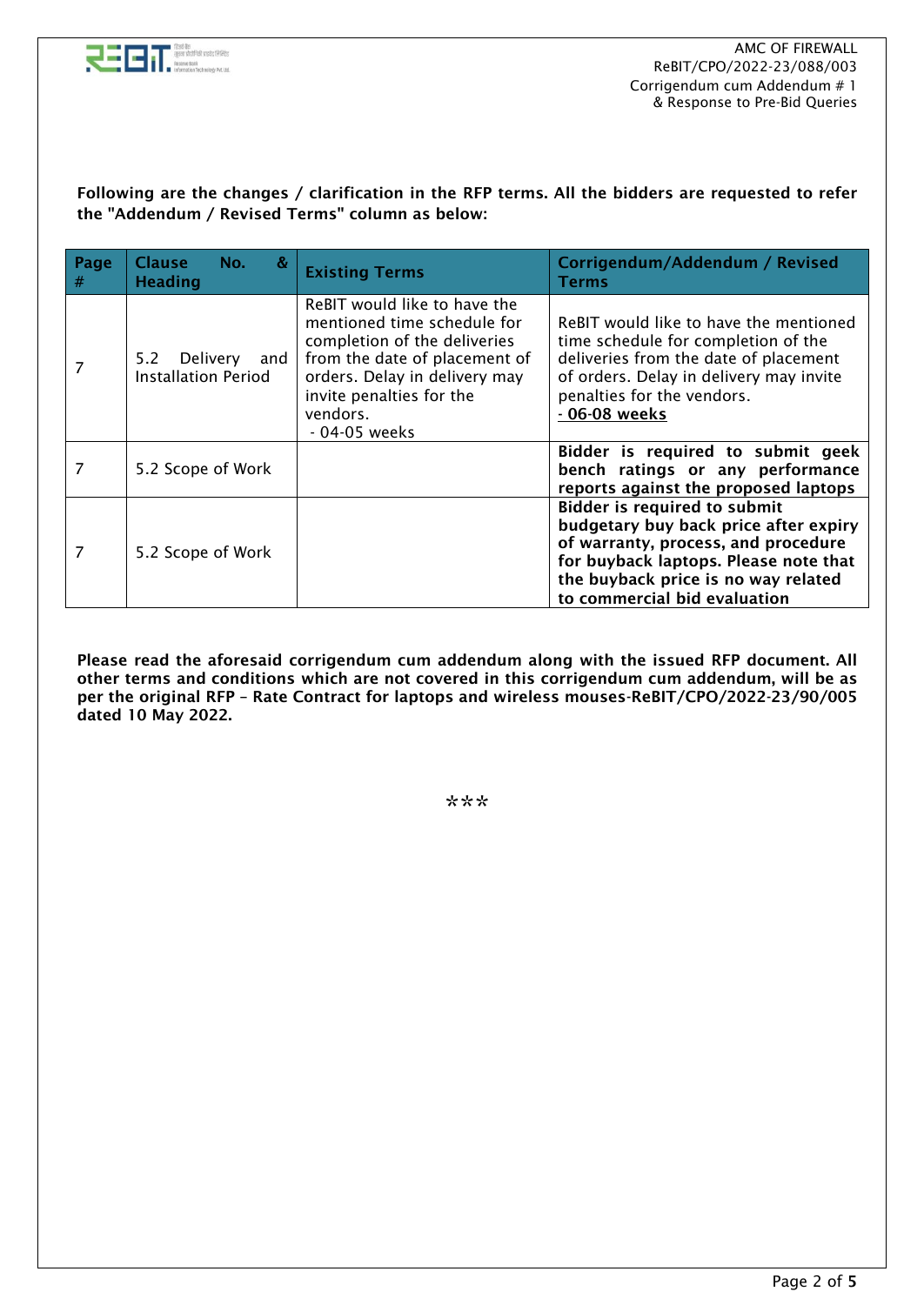**Following are the changes / clarification in the RFP terms. All the bidders are requested to refer the "Addendum / Revised Terms" column as below:**

| Page # | Clause No. & Heading | Existing Terms | Corrigendum/Addendum / Revised Terms |
|---|---|---|---|
| 7 | 5.2 Delivery and Installation Period | ReBIT would like to have the mentioned time schedule for completion of the deliveries from the date of placement of orders. Delay in delivery may invite penalties for the vendors.<br>- 04-05 weeks | ReBIT would like to have the mentioned time schedule for completion of the deliveries from the date of placement of orders. Delay in delivery may invite penalties for the vendors.<br>**<u>- 06-08 weeks</u>** |
| 7 | 5.2 Scope of Work | | **Bidder is required to submit geek bench ratings or any performance reports against the proposed laptops** |
| 7 | 5.2 Scope of Work | | **Bidder is required to submit budgetary buy back price after expiry of warranty, process, and procedure for buyback laptops. Please note that the buyback price is no way related to commercial bid evaluation** |

**Please read the aforesaid corrigendum cum addendum along with the issued RFP document. All other terms and conditions which are not covered in this corrigendum cum addendum, will be as per the original RFP – Rate Contract for laptops and wireless mouses-ReBIT/CPO/2022-23/90/005 dated 10 May 2022.**

***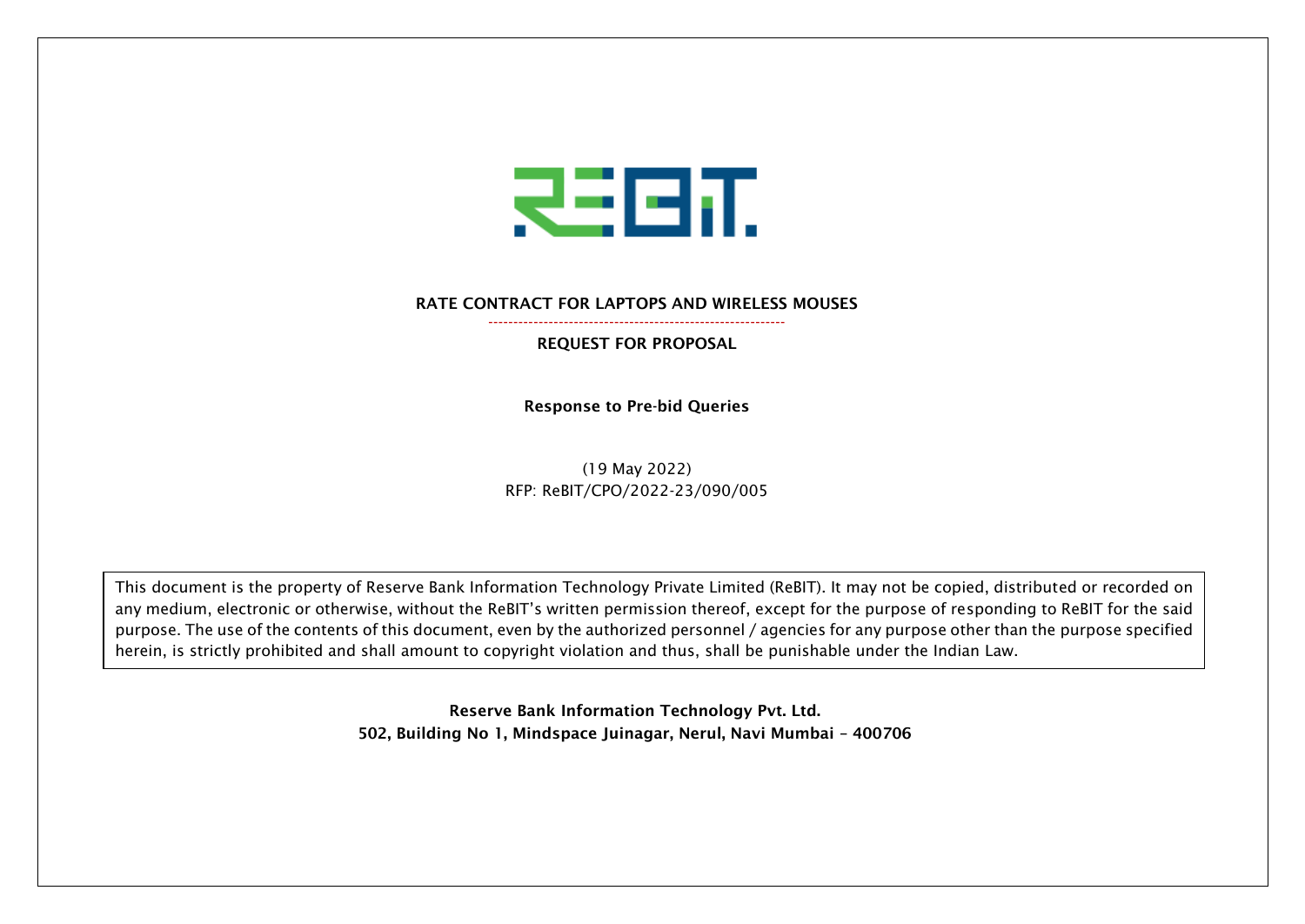**RATE CONTRACT FOR LAPTOPS AND WIRELESS MOUSES**

**REQUEST FOR PROPOSAL**

**Response to Pre-bid Queries**

(19 May 2022)
RFP: ReBIT/CPO/2022-23/090/005

This document is the property of Reserve Bank Information Technology Private Limited (ReBIT). It may not be copied, distributed or recorded on any medium, electronic or otherwise, without the ReBIT's written permission thereof, except for the purpose of responding to ReBIT for the said purpose. The use of the contents of this document, even by the authorized personnel / agencies for any purpose other than the purpose specified herein, is strictly prohibited and shall amount to copyright violation and thus, shall be punishable under the Indian Law.

**Reserve Bank Information Technology Pvt. Ltd.**
**502, Building No 1, Mindspace Juinagar, Nerul, Navi Mumbai – 400706**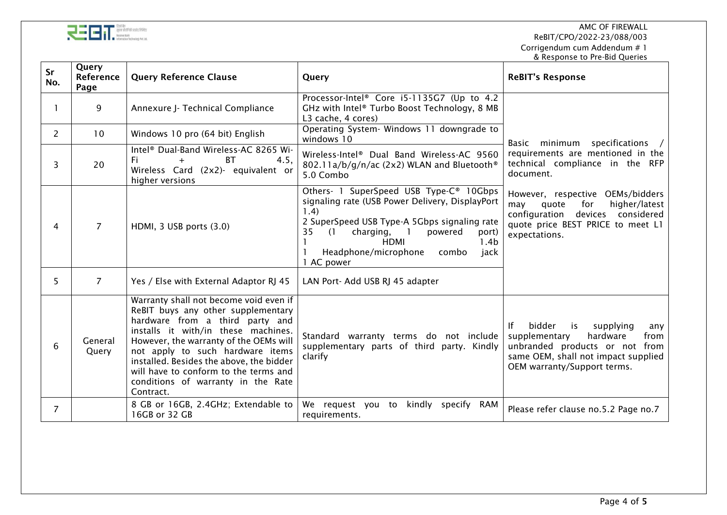AMC OF FIREWALL
ReBIT/CPO/2022-23/088/003
Corrigendum cum Addendum # 1
& Response to Pre-Bid Queries

| Sr No. | Query Reference Page | Query Reference Clause | Query | ReBIT's Response |
|---|---|---|---|---|
| 1 | 9 | Annexure J- Technical Compliance | Processor-Intel® Core i5-1135G7 (Up to 4.2 GHz with Intel® Turbo Boost Technology, 8 MB L3 cache, 4 cores) | Basic minimum specifications / requirements are mentioned in the technical compliance in the RFP document. However, respective OEMs/bidders may quote for higher/latest configuration devices considered quote price BEST PRICE to meet L1 expectations. |
| 2 | 10 | Windows 10 pro (64 bit) English | Operating System- Windows 11 downgrade to windows 10 | |
| 3 | 20 | Intel® Dual-Band Wireless-AC 8265 Wi-Fi + BT 4.5, Wireless Card (2x2)- equivalent or higher versions | Wireless-Intel® Dual Band Wireless-AC 9560 802.11a/b/g/n/ac (2x2) WLAN and Bluetooth® 5.0 Combo | |
| 4 | 7 | HDMI, 3 USB ports (3.0) | Others- 1 SuperSpeed USB Type-C® 10Gbps signaling rate (USB Power Delivery, DisplayPort 1.4)<br>2 SuperSpeed USB Type-A 5Gbps signaling rate 35 (1 charging, 1 powered port)<br>1 HDMI 1.4b<br>1 Headphone/microphone combo jack<br>1 AC power | |
| 5 | 7 | Yes / Else with External Adaptor RJ 45 | LAN Port- Add USB RJ 45 adapter | |
| 6 | General Query | Warranty shall not become void even if ReBIT buys any other supplementary hardware from a third party and installs it with/in these machines. However, the warranty of the OEMs will not apply to such hardware items installed. Besides the above, the bidder will have to conform to the terms and conditions of warranty in the Rate Contract. | Standard warranty terms do not include supplementary parts of third party. Kindly clarify | If bidder is supplying any supplementary hardware from unbranded products or not from same OEM, shall not impact supplied OEM warranty/Support terms. |
| 7 | | 8 GB or 16GB, 2.4GHz; Extendable to 16GB or 32 GB | We request you to kindly specify RAM requirements. | Please refer clause no.5.2 Page no.7 |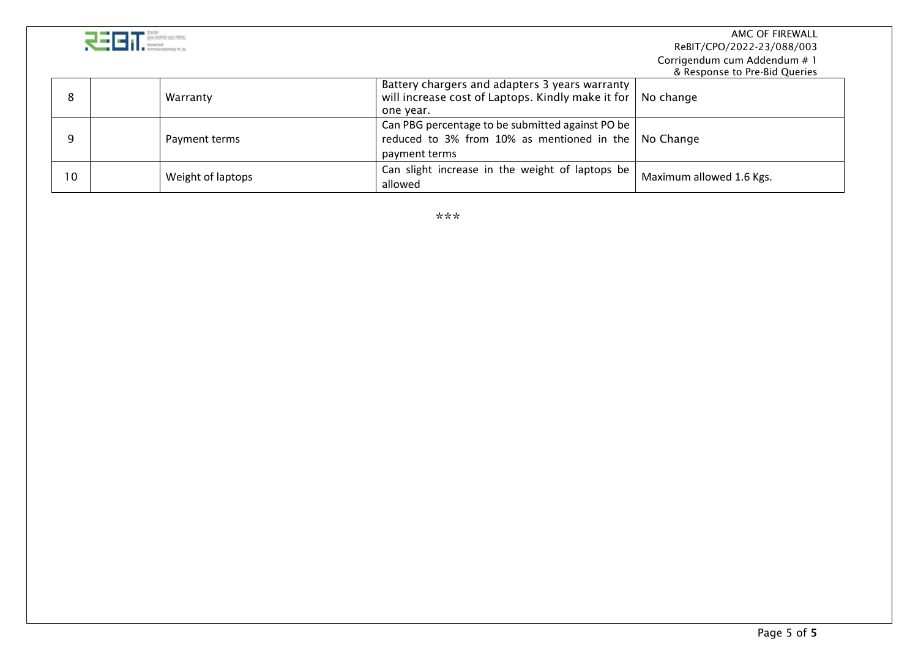| | | | | |
|---|---|---|---|---|
| 8 | | Warranty | Battery chargers and adapters 3 years warranty will increase cost of Laptops. Kindly make it for one year. | No change |
| 9 | | Payment terms | Can PBG percentage to be submitted against PO be reduced to 3% from 10% as mentioned in the payment terms | No Change |
| 10 | | Weight of laptops | Can slight increase in the weight of laptops be allowed | Maximum allowed 1.6 Kgs. |

***